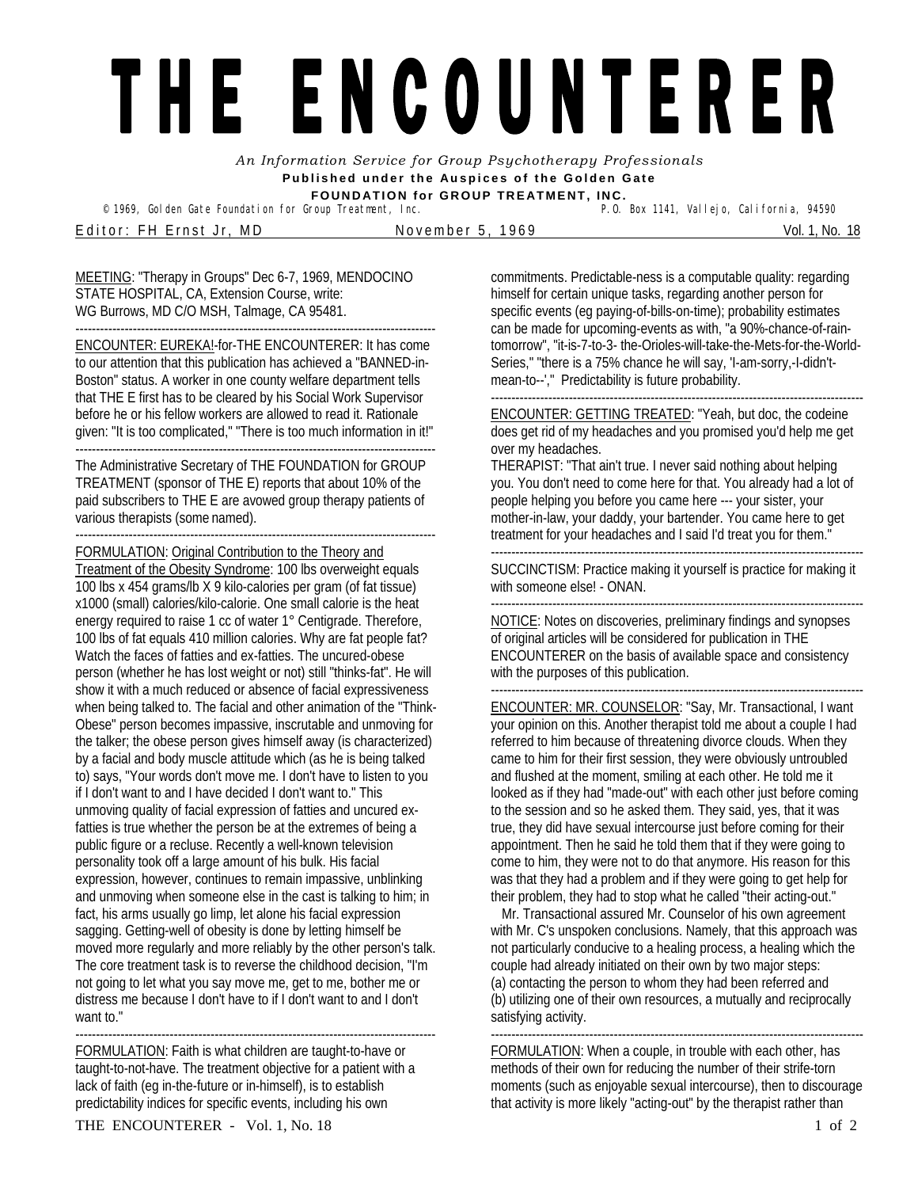# THE ENCOUNTERER

*An Information Service for Group Psychotherapy Professionals*

**Published under the Auspices of the Golden Gate FOUNDATION for GROUP TREATMENT, INC.**

© 1969, Golden Gate Foundation for Group Treatment, Inc. P.O. Box 1141, Vallejo, California, 94590

Editor: FH Ernst Jr, MD — November 5, 1969 — Vol. 1, No. 18

MEETING: "Therapy in Groups" Dec 6-7, 1969, MENDOCINO STATE HOSPITAL, CA, Extension Course, write: WG Burrows, MD C/O MSH, Talmage, CA 95481.

---

ENCOUNTER: EUREKA!-for-THE ENCOUNTERER: It has come to our attention that this publication has achieved a "BANNED-in-Boston" status. A worker in one county welfare department tells that THE E first has to be cleared by his Social Work Supervisor before he or his fellow workers are allowed to read it. Rationale given: "It is too complicated," "There is too much information in it!"

---

The Administrative Secretary of THE FOUNDATION for GROUP TREATMENT (sponsor of THE E) reports that about 10% of the paid subscribers to THE E are avowed group therapy patients of various therapists (some named).

---

FORMULATION: Original Contribution to the Theory and Treatment of the Obesity Syndrome: 100 lbs overweight equals 100 lbs x 454 grams/lb X 9 kilo-calories per gram (of fat tissue) x1000 (small) calories/kilo-calorie. One small calorie is the heat energy required to raise 1 cc of water 1° Centigrade. Therefore, 100 lbs of fat equals 410 million calories. Why are fat people fat? Watch the faces of fatties and ex-fatties. The uncured-obese person (whether he has lost weight or not) still "thinks-fat". He will show it with a much reduced or absence of facial expressiveness when being talked to. The facial and other animation of the "Think-Obese" person becomes impassive, inscrutable and unmoving for the talker; the obese person gives himself away (is characterized) by a facial and body muscle attitude which (as he is being talked to) says, "Your words don't move me. I don't have to listen to you if I don't want to and I have decided I don't want to." This unmoving quality of facial expression of fatties and uncured ex-fatties is true whether the person be at the extremes of being a public figure or a recluse. Recently a well-known television personality took off a large amount of his bulk. His facial expression, however, continues to remain impassive, unblinking and unmoving when someone else in the cast is talking to him; in fact, his arms usually go limp, let alone his facial expression sagging. Getting-well of obesity is done by letting himself be moved more regularly and more reliably by the other person's talk. The core treatment task is to reverse the childhood decision, "I'm not going to let what you say move me, get to me, bother me or distress me because I don't have to if I don't want to and I don't want to."

---

FORMULATION: Faith is what children are taught-to-have or taught-to-not-have. The treatment objective for a patient with a lack of faith (eg in-the-future or in-himself), is to establish predictability indices for specific events, including his own commitments. Predictable-ness is a computable quality: regarding himself for certain unique tasks, regarding another person for specific events (eg paying-of-bills-on-time); probability estimates can be made for upcoming-events as with, "a 90%-chance-of-rain-tomorrow", "it-is-7-to-3- the-Orioles-will-take-the-Mets-for-the-World-Series," "there is a 75% chance he will say, 'I-am-sorry,-I-didn't-mean-to--'," Predictability is future probability.

---

ENCOUNTER: GETTING TREATED: "Yeah, but doc, the codeine does get rid of my headaches and you promised you'd help me get over my headaches.

THERAPIST: "That ain't true. I never said nothing about helping you. You don't need to come here for that. You already had a lot of people helping you before you came here --- your sister, your mother-in-law, your daddy, your bartender. You came here to get treatment for your headaches and I said I'd treat you for them."

---

SUCCINCTISM: Practice making it yourself is practice for making it with someone else! - ONAN.

---

NOTICE: Notes on discoveries, preliminary findings and synopses of original articles will be considered for publication in THE ENCOUNTERER on the basis of available space and consistency with the purposes of this publication.

---

ENCOUNTER: MR. COUNSELOR: "Say, Mr. Transactional, I want your opinion on this. Another therapist told me about a couple I had referred to him because of threatening divorce clouds. When they came to him for their first session, they were obviously untroubled and flushed at the moment, smiling at each other. He told me it looked as if they had "made-out" with each other just before coming to the session and so he asked them. They said, yes, that it was true, they did have sexual intercourse just before coming for their appointment. Then he said he told them that if they were going to come to him, they were not to do that anymore. His reason for this was that they had a problem and if they were going to get help for their problem, they had to stop what he called "their acting-out."

Mr. Transactional assured Mr. Counselor of his own agreement with Mr. C's unspoken conclusions. Namely, that this approach was not particularly conducive to a healing process, a healing which the couple had already initiated on their own by two major steps:
(a) contacting the person to whom they had been referred and
(b) utilizing one of their own resources, a mutually and reciprocally satisfying activity.

---

FORMULATION: When a couple, in trouble with each other, has methods of their own for reducing the number of their strife-torn moments (such as enjoyable sexual intercourse), then to discourage that activity is more likely "acting-out" by the therapist rather than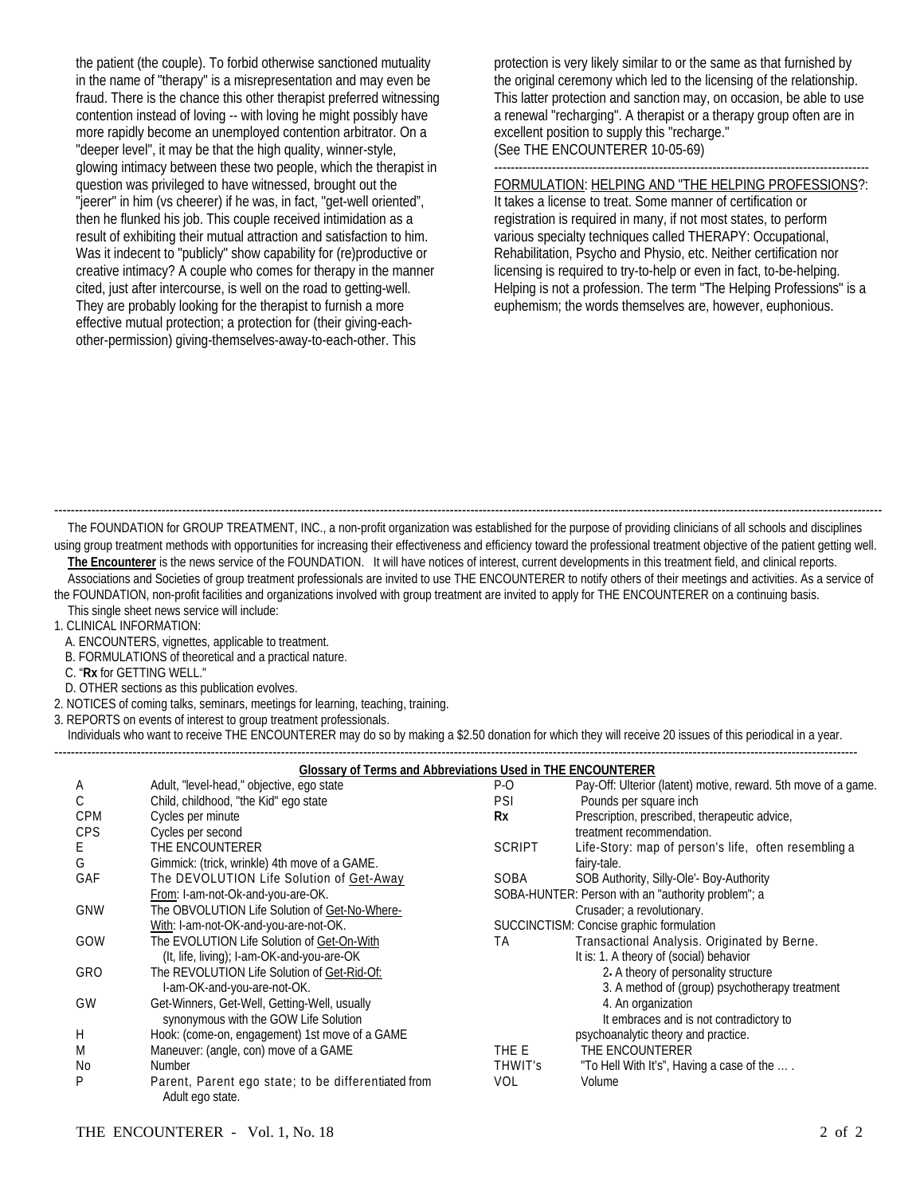the patient (the couple). To forbid otherwise sanctioned mutuality in the name of "therapy" is a misrepresentation and may even be fraud. There is the chance this other therapist preferred witnessing contention instead of loving -- with loving he might possibly have more rapidly become an unemployed contention arbitrator. On a "deeper level", it may be that the high quality, winner-style, glowing intimacy between these two people, which the therapist in question was privileged to have witnessed, brought out the "jeerer" in him (vs cheerer) if he was, in fact, "get-well oriented", then he flunked his job. This couple received intimidation as a result of exhibiting their mutual attraction and satisfaction to him. Was it indecent to "publicly" show capability for (re)productive or creative intimacy? A couple who comes for therapy in the manner cited, just after intercourse, is well on the road to getting-well. They are probably looking for the therapist to furnish a more effective mutual protection; a protection for (their giving-each-other-permission) giving-themselves-away-to-each-other. This protection is very likely similar to or the same as that furnished by the original ceremony which led to the licensing of the relationship. This latter protection and sanction may, on occasion, be able to use a renewal "recharging". A therapist or a therapy group often are in excellent position to supply this "recharge."
(See THE ENCOUNTERER 10-05-69)

---

FORMULATION: HELPING AND "THE HELPING PROFESSIONS?: It takes a license to treat. Some manner of certification or registration is required in many, if not most states, to perform various specialty techniques called THERAPY: Occupational, Rehabilitation, Psycho and Physio, etc. Neither certification nor licensing is required to try-to-help or even in fact, to-be-helping. Helping is not a profession. The term "The Helping Professions" is a euphemism; the words themselves are, however, euphonious.

---

The FOUNDATION for GROUP TREATMENT, INC., a non-profit organization was established for the purpose of providing clinicians of all schools and disciplines using group treatment methods with opportunities for increasing their effectiveness and efficiency toward the professional treatment objective of the patient getting well.

**The Encounterer** is the news service of the FOUNDATION. It will have notices of interest, current developments in this treatment field, and clinical reports.

Associations and Societies of group treatment professionals are invited to use THE ENCOUNTERER to notify others of their meetings and activities. As a service of the FOUNDATION, non-profit facilities and organizations involved with group treatment are invited to apply for THE ENCOUNTERER on a continuing basis.

This single sheet news service will include:

1. CLINICAL INFORMATION:
   - A. ENCOUNTERS, vignettes, applicable to treatment.
   - B. FORMULATIONS of theoretical and a practical nature.
   - C. "**Rx** for GETTING WELL."
   - D. OTHER sections as this publication evolves.
2. NOTICES of coming talks, seminars, meetings for learning, teaching, training.
3. REPORTS on events of interest to group treatment professionals.

Individuals who want to receive THE ENCOUNTERER may do so by making a $2.50 donation for which they will receive 20 issues of this periodical in a year.

---

**Glossary of Terms and Abbreviations Used in THE ENCOUNTERER**

| | | | |
|---|---|---|---|
| A | Adult, "level-head," objective, ego state | P-O | Pay-Off: Ulterior (latent) motive, reward. 5th move of a game. |
| C | Child, childhood, "the Kid" ego state | PSI | Pounds per square inch |
| CPM | Cycles per minute | **Rx** | Prescription, prescribed, therapeutic advice, treatment recommendation. |
| CPS | Cycles per second | SCRIPT | Life-Story: map of person's life, often resembling a fairy-tale. |
| E | THE ENCOUNTERER | SOBA | SOB Authority, Silly-Ole'- Boy-Authority |
| G | Gimmick: (trick, wrinkle) 4th move of a GAME. | SOBA-HUNTER: | Person with an "authority problem"; a Crusader; a revolutionary. |
| GAF | The DEVOLUTION Life Solution of Get-Away From: I-am-not-Ok-and-you-are-OK. | SUCCINCTISM: | Concise graphic formulation |
| GNW | The OBVOLUTION Life Solution of Get-No-Where-With: I-am-not-OK-and-you-are-not-OK. | TA | Transactional Analysis. Originated by Berne. It is: 1. A theory of (social) behavior 2. A theory of personality structure 3. A method of (group) psychotherapy treatment 4. An organization. It embraces and is not contradictory to psychoanalytic theory and practice. |
| GOW | The EVOLUTION Life Solution of Get-On-With (It, life, living); I-am-OK-and-you-are-OK | THE E | THE ENCOUNTERER |
| GRO | The REVOLUTION Life Solution of Get-Rid-Of: I-am-OK-and-you-are-not-OK. | THWIT's | "To Hell With It's", Having a case of the … . |
| GW | Get-Winners, Get-Well, Getting-Well, usually synonymous with the GOW Life Solution | VOL | Volume |
| H | Hook: (come-on, engagement) 1st move of a GAME | | |
| M | Maneuver: (angle, con) move of a GAME | | |
| No | Number | | |
| P | Parent, Parent ego state; to be differentiated from Adult ego state. | | |

THE ENCOUNTERER - Vol. 1, No. 18